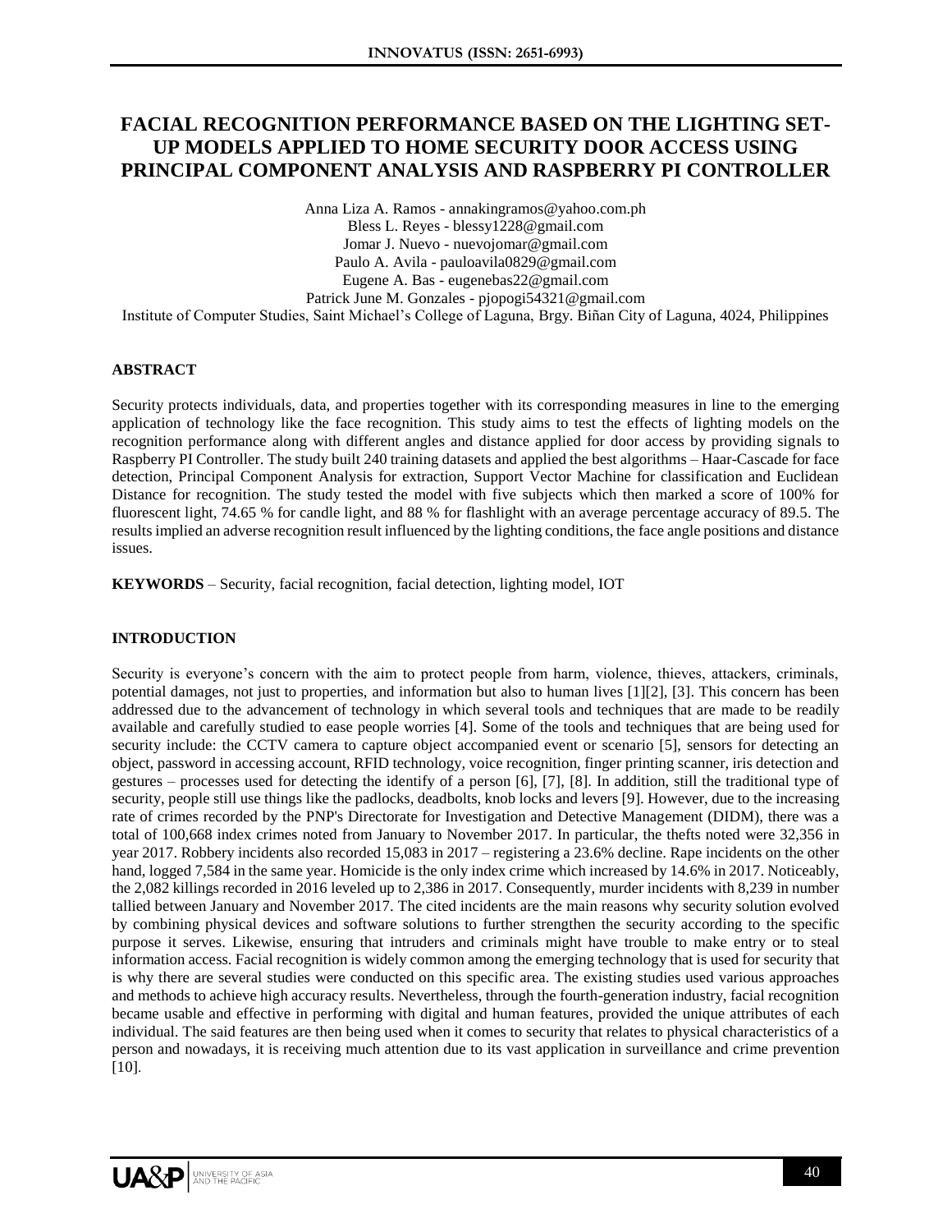# FACIAL RECOGNITION PERFORMANCE BASED ON THE LIGHTING SET-UP MODELS APPLIED TO HOME SECURITY DOOR ACCESS USING PRINCIPAL COMPONENT ANALYSIS AND RASPBERRY PI CONTROLLER

Anna Liza A. Ramos - annakingramos@yahoo.com.ph
Bless L. Reyes - blessy1228@gmail.com
Jomar J. Nuevo - nuevojomar@gmail.com
Paulo A. Avila - pauloavila0829@gmail.com
Eugene A. Bas - eugenebas22@gmail.com
Patrick June M. Gonzales - pjopogi54321@gmail.com
Institute of Computer Studies, Saint Michael's College of Laguna, Brgy. Biñan City of Laguna, 4024, Philippines

## ABSTRACT

Security protects individuals, data, and properties together with its corresponding measures in line to the emerging application of technology like the face recognition. This study aims to test the effects of lighting models on the recognition performance along with different angles and distance applied for door access by providing signals to Raspberry PI Controller. The study built 240 training datasets and applied the best algorithms – Haar-Cascade for face detection, Principal Component Analysis for extraction, Support Vector Machine for classification and Euclidean Distance for recognition. The study tested the model with five subjects which then marked a score of 100% for fluorescent light, 74.65 % for candle light, and 88 % for flashlight with an average percentage accuracy of 89.5. The results implied an adverse recognition result influenced by the lighting conditions, the face angle positions and distance issues.

**KEYWORDS** – Security, facial recognition, facial detection, lighting model, IOT

## INTRODUCTION

Security is everyone's concern with the aim to protect people from harm, violence, thieves, attackers, criminals, potential damages, not just to properties, and information but also to human lives [1][2], [3]. This concern has been addressed due to the advancement of technology in which several tools and techniques that are made to be readily available and carefully studied to ease people worries [4]. Some of the tools and techniques that are being used for security include: the CCTV camera to capture object accompanied event or scenario [5], sensors for detecting an object, password in accessing account, RFID technology, voice recognition, finger printing scanner, iris detection and gestures – processes used for detecting the identify of a person [6], [7], [8]. In addition, still the traditional type of security, people still use things like the padlocks, deadbolts, knob locks and levers [9]. However, due to the increasing rate of crimes recorded by the PNP's Directorate for Investigation and Detective Management (DIDM), there was a total of 100,668 index crimes noted from January to November 2017. In particular, the thefts noted were 32,356 in year 2017. Robbery incidents also recorded 15,083 in 2017 – registering a 23.6% decline. Rape incidents on the other hand, logged 7,584 in the same year. Homicide is the only index crime which increased by 14.6% in 2017. Noticeably, the 2,082 killings recorded in 2016 leveled up to 2,386 in 2017. Consequently, murder incidents with 8,239 in number tallied between January and November 2017. The cited incidents are the main reasons why security solution evolved by combining physical devices and software solutions to further strengthen the security according to the specific purpose it serves. Likewise, ensuring that intruders and criminals might have trouble to make entry or to steal information access. Facial recognition is widely common among the emerging technology that is used for security that is why there are several studies were conducted on this specific area. The existing studies used various approaches and methods to achieve high accuracy results. Nevertheless, through the fourth-generation industry, facial recognition became usable and effective in performing with digital and human features, provided the unique attributes of each individual. The said features are then being used when it comes to security that relates to physical characteristics of a person and nowadays, it is receiving much attention due to its vast application in surveillance and crime prevention [10].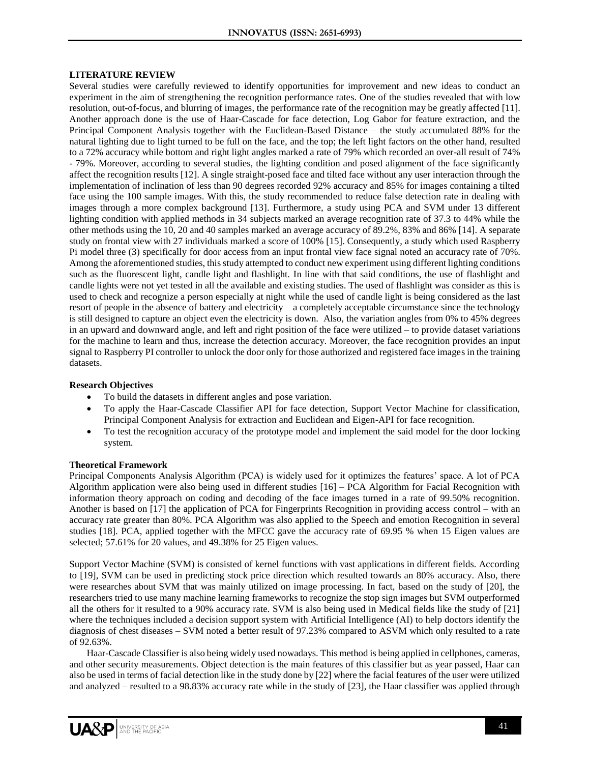**LITERATURE REVIEW**

Several studies were carefully reviewed to identify opportunities for improvement and new ideas to conduct an experiment in the aim of strengthening the recognition performance rates. One of the studies revealed that with low resolution, out-of-focus, and blurring of images, the performance rate of the recognition may be greatly affected [11]. Another approach done is the use of Haar-Cascade for face detection, Log Gabor for feature extraction, and the Principal Component Analysis together with the Euclidean-Based Distance – the study accumulated 88% for the natural lighting due to light turned to be full on the face, and the top; the left light factors on the other hand, resulted to a 72% accuracy while bottom and right light angles marked a rate of 79% which recorded an over-all result of 74% - 79%. Moreover, according to several studies, the lighting condition and posed alignment of the face significantly affect the recognition results [12]. A single straight-posed face and tilted face without any user interaction through the implementation of inclination of less than 90 degrees recorded 92% accuracy and 85% for images containing a tilted face using the 100 sample images. With this, the study recommended to reduce false detection rate in dealing with images through a more complex background [13]. Furthermore, a study using PCA and SVM under 13 different lighting condition with applied methods in 34 subjects marked an average recognition rate of 37.3 to 44% while the other methods using the 10, 20 and 40 samples marked an average accuracy of 89.2%, 83% and 86% [14]. A separate study on frontal view with 27 individuals marked a score of 100% [15]. Consequently, a study which used Raspberry Pi model three (3) specifically for door access from an input frontal view face signal noted an accuracy rate of 70%. Among the aforementioned studies, this study attempted to conduct new experiment using different lighting conditions such as the fluorescent light, candle light and flashlight. In line with that said conditions, the use of flashlight and candle lights were not yet tested in all the available and existing studies. The used of flashlight was consider as this is used to check and recognize a person especially at night while the used of candle light is being considered as the last resort of people in the absence of battery and electricity – a completely acceptable circumstance since the technology is still designed to capture an object even the electricity is down. Also, the variation angles from 0% to 45% degrees in an upward and downward angle, and left and right position of the face were utilized – to provide dataset variations for the machine to learn and thus, increase the detection accuracy. Moreover, the face recognition provides an input signal to Raspberry PI controller to unlock the door only for those authorized and registered face images in the training datasets.

**Research Objectives**

- To build the datasets in different angles and pose variation.
- To apply the Haar-Cascade Classifier API for face detection, Support Vector Machine for classification, Principal Component Analysis for extraction and Euclidean and Eigen-API for face recognition.
- To test the recognition accuracy of the prototype model and implement the said model for the door locking system.

**Theoretical Framework**

Principal Components Analysis Algorithm (PCA) is widely used for it optimizes the features' space. A lot of PCA Algorithm application were also being used in different studies [16] – PCA Algorithm for Facial Recognition with information theory approach on coding and decoding of the face images turned in a rate of 99.50% recognition. Another is based on [17] the application of PCA for Fingerprints Recognition in providing access control – with an accuracy rate greater than 80%. PCA Algorithm was also applied to the Speech and emotion Recognition in several studies [18]. PCA, applied together with the MFCC gave the accuracy rate of 69.95 % when 15 Eigen values are selected; 57.61% for 20 values, and 49.38% for 25 Eigen values.

Support Vector Machine (SVM) is consisted of kernel functions with vast applications in different fields. According to [19], SVM can be used in predicting stock price direction which resulted towards an 80% accuracy. Also, there were researches about SVM that was mainly utilized on image processing. In fact, based on the study of [20], the researchers tried to use many machine learning frameworks to recognize the stop sign images but SVM outperformed all the others for it resulted to a 90% accuracy rate. SVM is also being used in Medical fields like the study of [21] where the techniques included a decision support system with Artificial Intelligence (AI) to help doctors identify the diagnosis of chest diseases – SVM noted a better result of 97.23% compared to ASVM which only resulted to a rate of 92.63%.

Haar-Cascade Classifier is also being widely used nowadays. This method is being applied in cellphones, cameras, and other security measurements. Object detection is the main features of this classifier but as year passed, Haar can also be used in terms of facial detection like in the study done by [22] where the facial features of the user were utilized and analyzed – resulted to a 98.83% accuracy rate while in the study of [23], the Haar classifier was applied through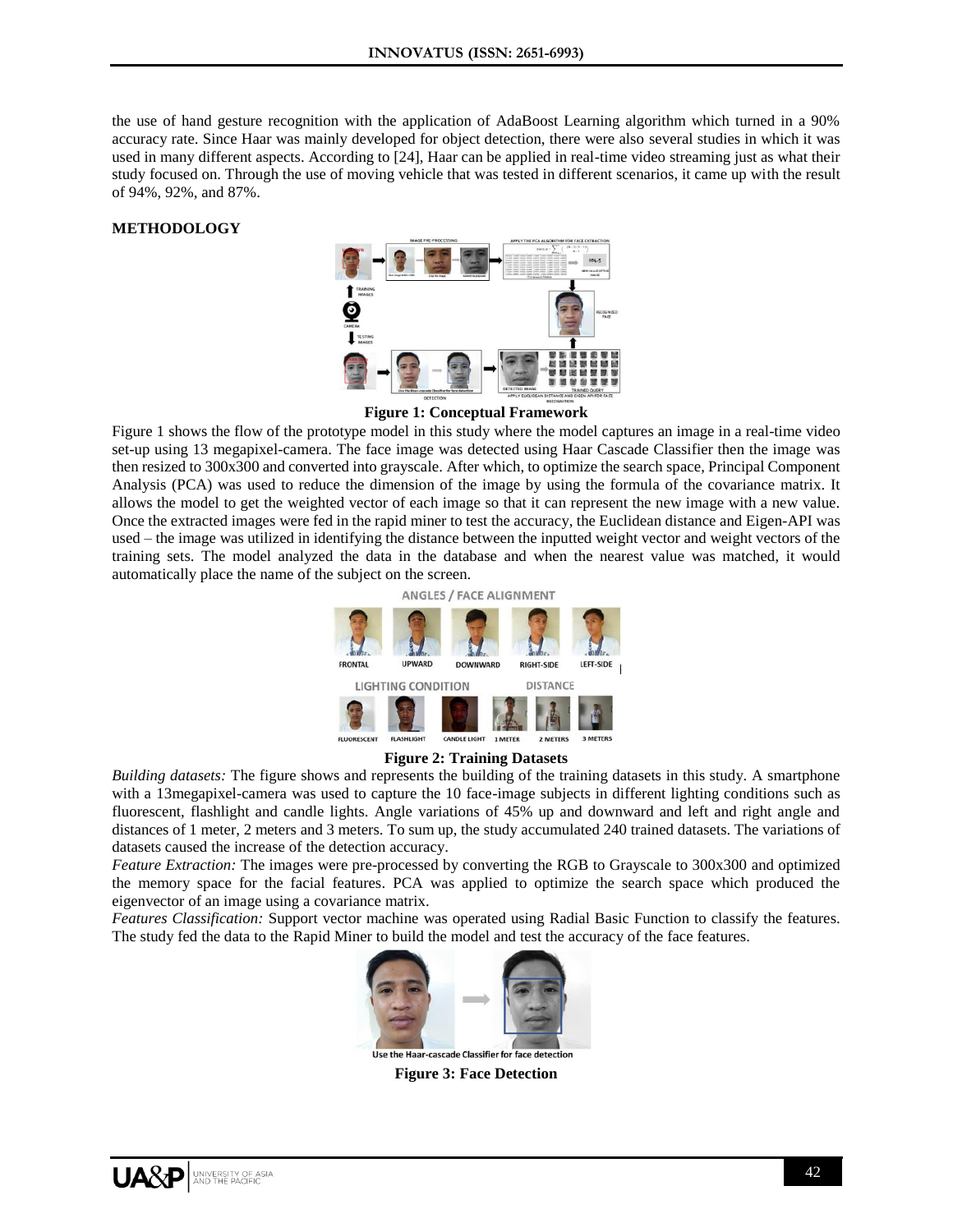the use of hand gesture recognition with the application of AdaBoost Learning algorithm which turned in a 90% accuracy rate. Since Haar was mainly developed for object detection, there were also several studies in which it was used in many different aspects. According to [24], Haar can be applied in real-time video streaming just as what their study focused on. Through the use of moving vehicle that was tested in different scenarios, it came up with the result of 94%, 92%, and 87%.

## METHODOLOGY

**Figure 1: Conceptual Framework**

Figure 1 shows the flow of the prototype model in this study where the model captures an image in a real-time video set-up using 13 megapixel-camera. The face image was detected using Haar Cascade Classifier then the image was then resized to 300x300 and converted into grayscale. After which, to optimize the search space, Principal Component Analysis (PCA) was used to reduce the dimension of the image by using the formula of the covariance matrix. It allows the model to get the weighted vector of each image so that it can represent the new image with a new value. Once the extracted images were fed in the rapid miner to test the accuracy, the Euclidean distance and Eigen-API was used – the image was utilized in identifying the distance between the inputted weight vector and weight vectors of the training sets. The model analyzed the data in the database and when the nearest value was matched, it would automatically place the name of the subject on the screen.

**Figure 2: Training Datasets**

*Building datasets:* The figure shows and represents the building of the training datasets in this study. A smartphone with a 13megapixel-camera was used to capture the 10 face-image subjects in different lighting conditions such as fluorescent, flashlight and candle lights. Angle variations of 45% up and downward and left and right angle and distances of 1 meter, 2 meters and 3 meters. To sum up, the study accumulated 240 trained datasets. The variations of datasets caused the increase of the detection accuracy.

*Feature Extraction:* The images were pre-processed by converting the RGB to Grayscale to 300x300 and optimized the memory space for the facial features. PCA was applied to optimize the search space which produced the eigenvector of an image using a covariance matrix.

*Features Classification:* Support vector machine was operated using Radial Basic Function to classify the features. The study fed the data to the Rapid Miner to build the model and test the accuracy of the face features.

**Figure 3: Face Detection**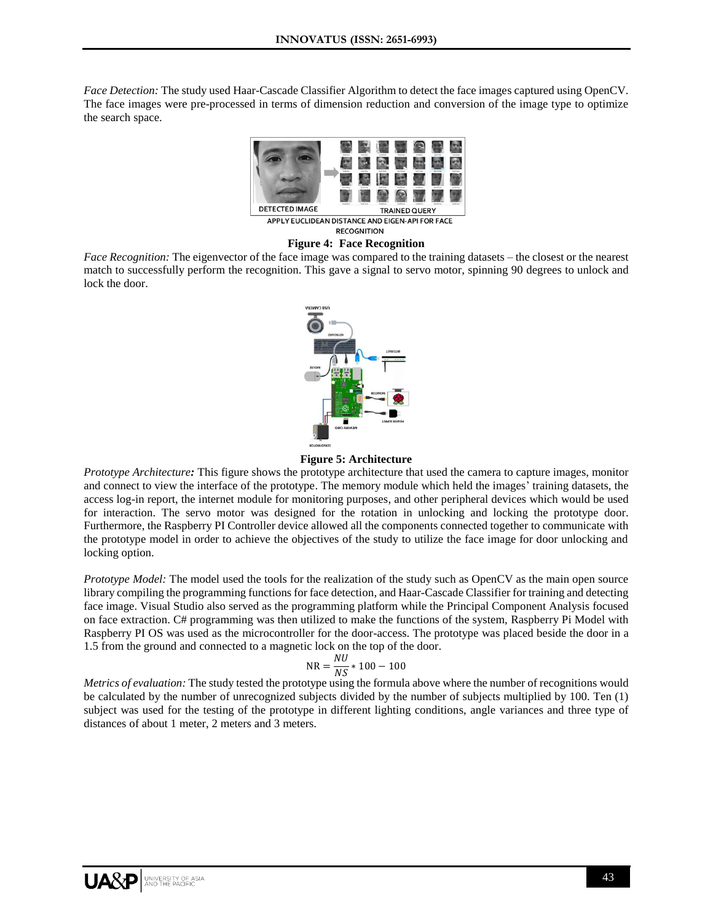*Face Detection:* The study used Haar-Cascade Classifier Algorithm to detect the face images captured using OpenCV. The face images were pre-processed in terms of dimension reduction and conversion of the image type to optimize the search space.

DETECTED IMAGE

TRAINED QUERY

APPLY EUCLIDEAN DISTANCE AND EIGEN-API FOR FACE RECOGNITION

**Figure 4: Face Recognition**

*Face Recognition:* The eigenvector of the face image was compared to the training datasets – the closest or the nearest match to successfully perform the recognition. This gave a signal to servo motor, spinning 90 degrees to unlock and lock the door.

USB CAMERA

KEYBOARD

INTERNET

MOUSE

MONITOR

POWER SUPPLY

MEMORY CARD

SERVO MOTOR

**Figure 5: Architecture**

*Prototype Architecture:* This figure shows the prototype architecture that used the camera to capture images, monitor and connect to view the interface of the prototype. The memory module which held the images' training datasets, the access log-in report, the internet module for monitoring purposes, and other peripheral devices which would be used for interaction. The servo motor was designed for the rotation in unlocking and locking the prototype door. Furthermore, the Raspberry PI Controller device allowed all the components connected together to communicate with the prototype model in order to achieve the objectives of the study to utilize the face image for door unlocking and locking option.

*Prototype Model:* The model used the tools for the realization of the study such as OpenCV as the main open source library compiling the programming functions for face detection, and Haar-Cascade Classifier for training and detecting face image. Visual Studio also served as the programming platform while the Principal Component Analysis focused on face extraction. C# programming was then utilized to make the functions of the system, Raspberry Pi Model with Raspberry PI OS was used as the microcontroller for the door-access. The prototype was placed beside the door in a 1.5 from the ground and connected to a magnetic lock on the top of the door.

$$\mathrm{NR} = \frac{NU}{NS} * 100 - 100$$

*Metrics of evaluation:* The study tested the prototype using the formula above where the number of recognitions would be calculated by the number of unrecognized subjects divided by the number of subjects multiplied by 100. Ten (1) subject was used for the testing of the prototype in different lighting conditions, angle variances and three type of distances of about 1 meter, 2 meters and 3 meters.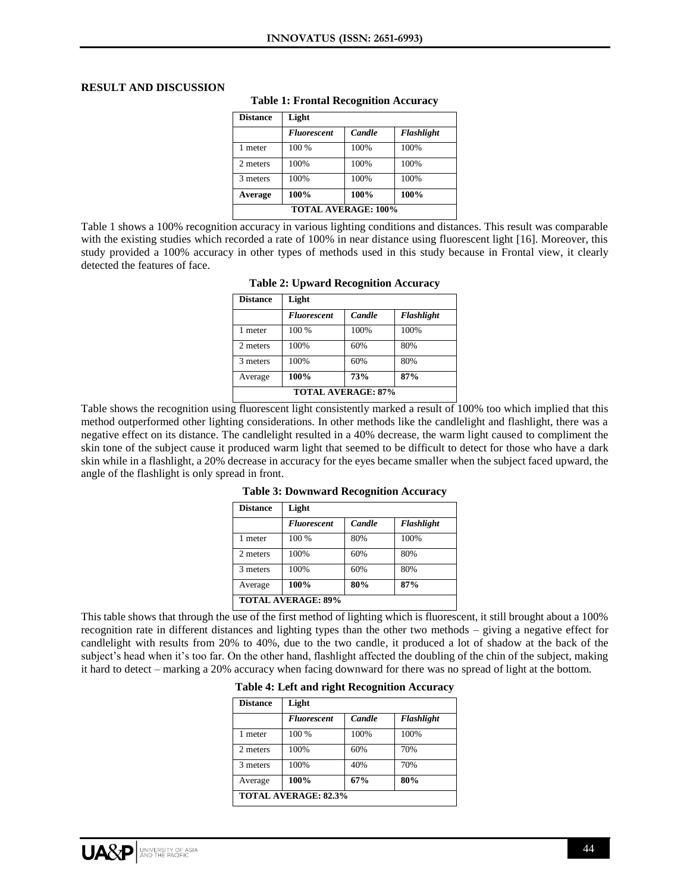## RESULT AND DISCUSSION

**Table 1: Frontal Recognition Accuracy**

| **Distance** | **Light** | | |
|---|---|---|---|
| | ***Fluorescent*** | ***Candle*** | ***Flashlight*** |
| 1 meter | 100 % | 100% | 100% |
| 2 meters | 100% | 100% | 100% |
| 3 meters | 100% | 100% | 100% |
| **Average** | **100%** | **100%** | **100%** |
| **TOTAL AVERAGE: 100%** | | | |

Table 1 shows a 100% recognition accuracy in various lighting conditions and distances. This result was comparable with the existing studies which recorded a rate of 100% in near distance using fluorescent light [16]. Moreover, this study provided a 100% accuracy in other types of methods used in this study because in Frontal view, it clearly detected the features of face.

**Table 2: Upward Recognition Accuracy**

| **Distance** | **Light** | | |
|---|---|---|---|
| | ***Fluorescent*** | ***Candle*** | ***Flashlight*** |
| 1 meter | 100 % | 100% | 100% |
| 2 meters | 100% | 60% | 80% |
| 3 meters | 100% | 60% | 80% |
| Average | **100%** | **73%** | **87%** |
| **TOTAL AVERAGE: 87%** | | | |

Table shows the recognition using fluorescent light consistently marked a result of 100% too which implied that this method outperformed other lighting considerations. In other methods like the candlelight and flashlight, there was a negative effect on its distance. The candlelight resulted in a 40% decrease, the warm light caused to compliment the skin tone of the subject cause it produced warm light that seemed to be difficult to detect for those who have a dark skin while in a flashlight, a 20% decrease in accuracy for the eyes became smaller when the subject faced upward, the angle of the flashlight is only spread in front.

**Table 3: Downward Recognition Accuracy**

| **Distance** | **Light** | | |
|---|---|---|---|
| | ***Fluorescent*** | ***Candle*** | ***Flashlight*** |
| 1 meter | 100 % | 80% | 100% |
| 2 meters | 100% | 60% | 80% |
| 3 meters | 100% | 60% | 80% |
| Average | **100%** | **80%** | **87%** |
| **TOTAL AVERAGE: 89%** | | | |

This table shows that through the use of the first method of lighting which is fluorescent, it still brought about a 100% recognition rate in different distances and lighting types than the other two methods – giving a negative effect for candlelight with results from 20% to 40%, due to the two candle, it produced a lot of shadow at the back of the subject's head when it's too far. On the other hand, flashlight affected the doubling of the chin of the subject, making it hard to detect – marking a 20% accuracy when facing downward for there was no spread of light at the bottom.

**Table 4: Left and right Recognition Accuracy**

| **Distance** | **Light** | | |
|---|---|---|---|
| | ***Fluorescent*** | ***Candle*** | ***Flashlight*** |
| 1 meter | 100 % | 100% | 100% |
| 2 meters | 100% | 60% | 70% |
| 3 meters | 100% | 40% | 70% |
| Average | **100%** | **67%** | **80%** |
| **TOTAL AVERAGE: 82.3%** | | | |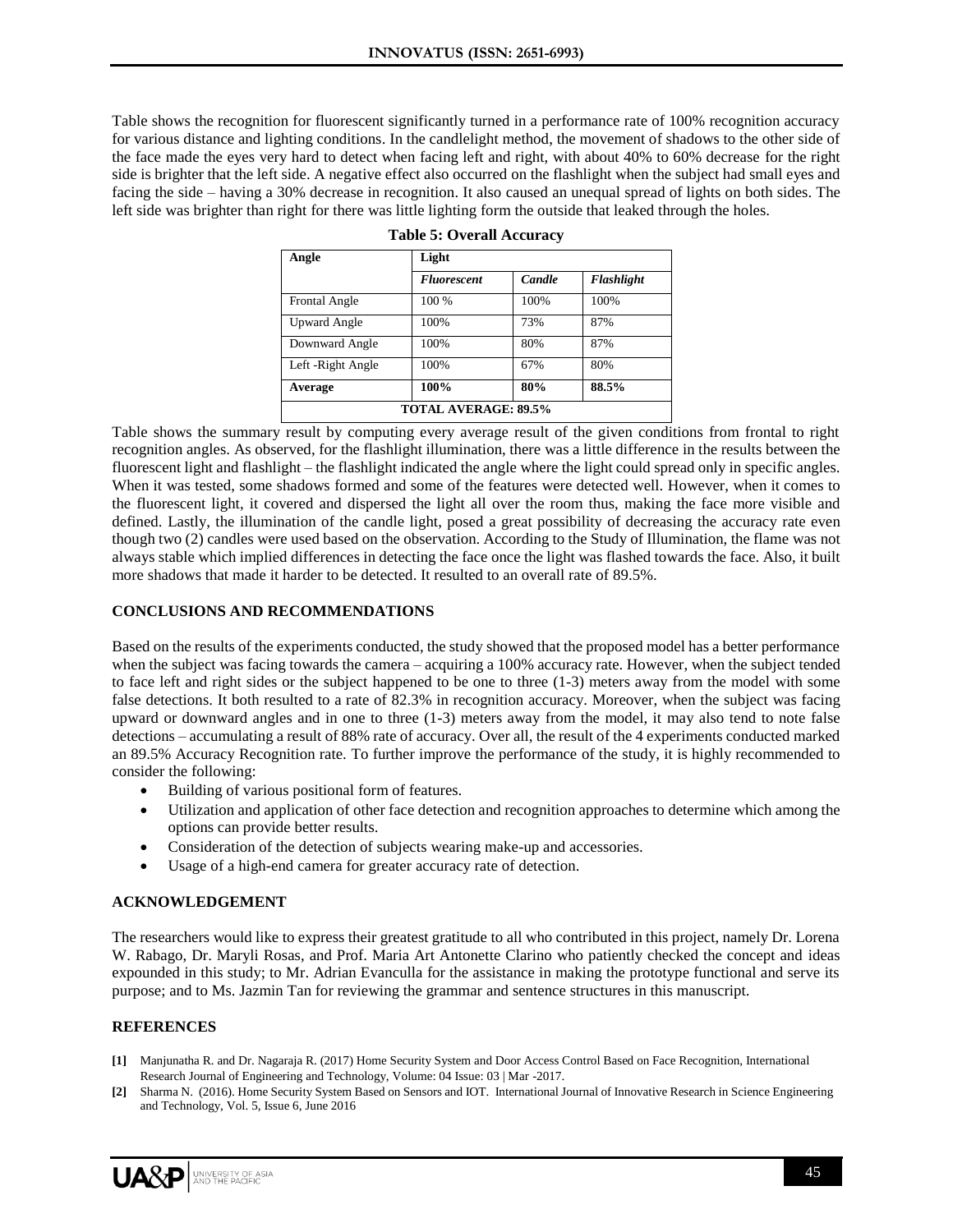Table shows the recognition for fluorescent significantly turned in a performance rate of 100% recognition accuracy for various distance and lighting conditions. In the candlelight method, the movement of shadows to the other side of the face made the eyes very hard to detect when facing left and right, with about 40% to 60% decrease for the right side is brighter that the left side. A negative effect also occurred on the flashlight when the subject had small eyes and facing the side – having a 30% decrease in recognition. It also caused an unequal spread of lights on both sides. The left side was brighter than right for there was little lighting form the outside that leaked through the holes.

**Table 5: Overall Accuracy**

| Angle | Light | | |
|---|---|---|---|
| | *Fluorescent* | *Candle* | *Flashlight* |
| Frontal Angle | 100 % | 100% | 100% |
| Upward Angle | 100% | 73% | 87% |
| Downward Angle | 100% | 80% | 87% |
| Left -Right Angle | 100% | 67% | 80% |
| **Average** | **100%** | **80%** | **88.5%** |
| **TOTAL AVERAGE: 89.5%** | | | |

Table shows the summary result by computing every average result of the given conditions from frontal to right recognition angles. As observed, for the flashlight illumination, there was a little difference in the results between the fluorescent light and flashlight – the flashlight indicated the angle where the light could spread only in specific angles. When it was tested, some shadows formed and some of the features were detected well. However, when it comes to the fluorescent light, it covered and dispersed the light all over the room thus, making the face more visible and defined. Lastly, the illumination of the candle light, posed a great possibility of decreasing the accuracy rate even though two (2) candles were used based on the observation. According to the Study of Illumination, the flame was not always stable which implied differences in detecting the face once the light was flashed towards the face. Also, it built more shadows that made it harder to be detected. It resulted to an overall rate of 89.5%.

## CONCLUSIONS AND RECOMMENDATIONS

Based on the results of the experiments conducted, the study showed that the proposed model has a better performance when the subject was facing towards the camera – acquiring a 100% accuracy rate. However, when the subject tended to face left and right sides or the subject happened to be one to three (1-3) meters away from the model with some false detections. It both resulted to a rate of 82.3% in recognition accuracy. Moreover, when the subject was facing upward or downward angles and in one to three (1-3) meters away from the model, it may also tend to note false detections – accumulating a result of 88% rate of accuracy. Over all, the result of the 4 experiments conducted marked an 89.5% Accuracy Recognition rate. To further improve the performance of the study, it is highly recommended to consider the following:

- Building of various positional form of features.
- Utilization and application of other face detection and recognition approaches to determine which among the options can provide better results.
- Consideration of the detection of subjects wearing make-up and accessories.
- Usage of a high-end camera for greater accuracy rate of detection.

## ACKNOWLEDGEMENT

The researchers would like to express their greatest gratitude to all who contributed in this project, namely Dr. Lorena W. Rabago, Dr. Maryli Rosas, and Prof. Maria Art Antonette Clarino who patiently checked the concept and ideas expounded in this study; to Mr. Adrian Evanculla for the assistance in making the prototype functional and serve its purpose; and to Ms. Jazmin Tan for reviewing the grammar and sentence structures in this manuscript.

## REFERENCES

**[1]** Manjunatha R. and Dr. Nagaraja R. (2017) Home Security System and Door Access Control Based on Face Recognition, International Research Journal of Engineering and Technology, Volume: 04 Issue: 03 | Mar -2017.

**[2]** Sharma N. (2016). Home Security System Based on Sensors and IOT. International Journal of Innovative Research in Science Engineering and Technology, Vol. 5, Issue 6, June 2016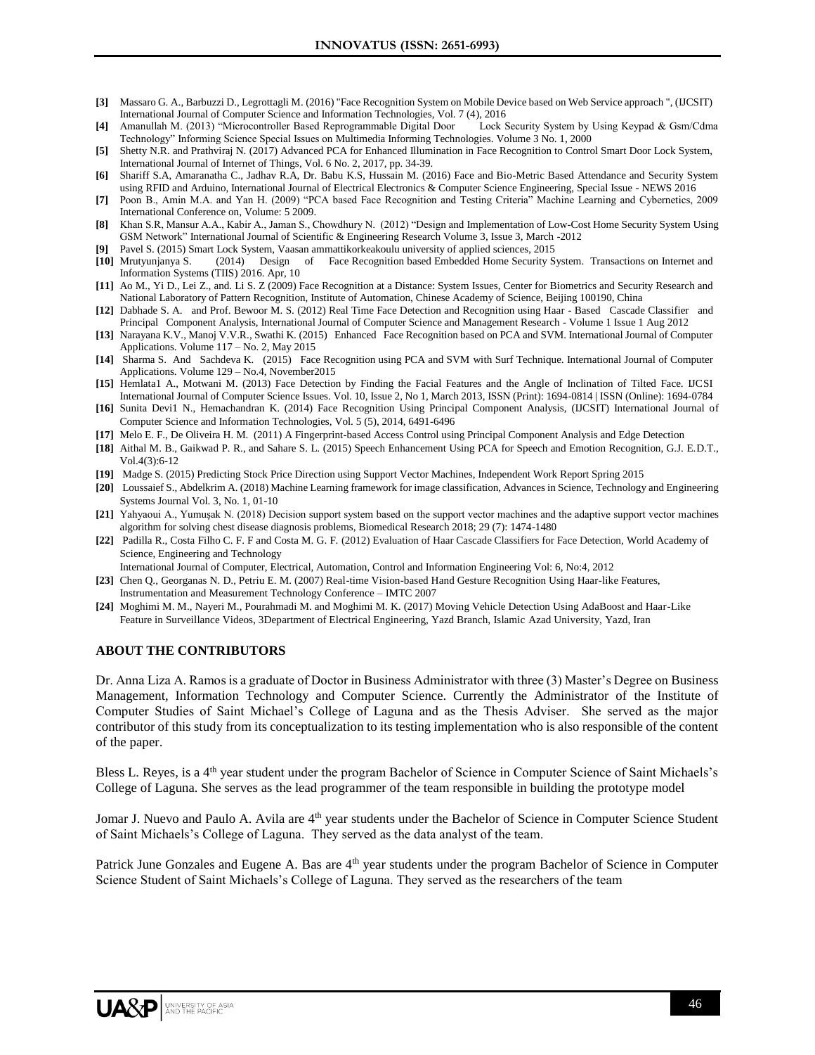**[3]** Massaro G. A., Barbuzzi D., Legrottagli M. (2016) "Face Recognition System on Mobile Device based on Web Service approach ", (IJCSIT) International Journal of Computer Science and Information Technologies, Vol. 7 (4), 2016

**[4]** Amanullah M. (2013) "Microcontroller Based Reprogrammable Digital Door Lock Security System by Using Keypad & Gsm/Cdma Technology" Informing Science Special Issues on Multimedia Informing Technologies. Volume 3 No. 1, 2000

**[5]** Shetty N.R. and Prathviraj N. (2017) Advanced PCA for Enhanced Illumination in Face Recognition to Control Smart Door Lock System, International Journal of Internet of Things, Vol. 6 No. 2, 2017, pp. 34-39.

**[6]** Shariff S.A, Amaranatha C., Jadhav R.A, Dr. Babu K.S, Hussain M. (2016) Face and Bio-Metric Based Attendance and Security System using RFID and Arduino, International Journal of Electrical Electronics & Computer Science Engineering, Special Issue - NEWS 2016

**[7]** Poon B., Amin M.A. and Yan H. (2009) "PCA based Face Recognition and Testing Criteria" Machine Learning and Cybernetics, 2009 International Conference on, Volume: 5 2009.

**[8]** Khan S.R, Mansur A.A., Kabir A., Jaman S., Chowdhury N. (2012) "Design and Implementation of Low-Cost Home Security System Using GSM Network" International Journal of Scientific & Engineering Research Volume 3, Issue 3, March -2012

**[9]** Pavel S. (2015) Smart Lock System, Vaasan ammattikorkeakoulu university of applied sciences, 2015

**[10]** Mrutyunjanya S. (2014) Design of Face Recognition based Embedded Home Security System. Transactions on Internet and Information Systems (TIIS) 2016. Apr, 10

**[11]** Ao M., Yi D., Lei Z., and. Li S. Z (2009) Face Recognition at a Distance: System Issues, Center for Biometrics and Security Research and National Laboratory of Pattern Recognition, Institute of Automation, Chinese Academy of Science, Beijing 100190, China

**[12]** Dabhade S. A. and Prof. Bewoor M. S. (2012) Real Time Face Detection and Recognition using Haar - Based Cascade Classifier and Principal Component Analysis, International Journal of Computer Science and Management Research - Volume 1 Issue 1 Aug 2012

**[13]** Narayana K.V., Manoj V.V.R., Swathi K. (2015) Enhanced Face Recognition based on PCA and SVM. International Journal of Computer Applications. Volume 117 – No. 2, May 2015

**[14]** Sharma S. And Sachdeva K. (2015) Face Recognition using PCA and SVM with Surf Technique. International Journal of Computer Applications. Volume 129 – No.4, November2015

**[15]** Hemlata1 A., Motwani M. (2013) Face Detection by Finding the Facial Features and the Angle of Inclination of Tilted Face. IJCSI International Journal of Computer Science Issues. Vol. 10, Issue 2, No 1, March 2013, ISSN (Print): 1694-0814 | ISSN (Online): 1694-0784

**[16]** Sunita Devi1 N., Hemachandran K. (2014) Face Recognition Using Principal Component Analysis, (IJCSIT) International Journal of Computer Science and Information Technologies, Vol. 5 (5), 2014, 6491-6496

**[17]** Melo E. F., De Oliveira H. M. (2011) A Fingerprint-based Access Control using Principal Component Analysis and Edge Detection

**[18]** Aithal M. B., Gaikwad P. R., and Sahare S. L. (2015) Speech Enhancement Using PCA for Speech and Emotion Recognition, G.J. E.D.T., Vol.4(3):6-12

**[19]** Madge S. (2015) Predicting Stock Price Direction using Support Vector Machines, Independent Work Report Spring 2015

**[20]** Loussaief S., Abdelkrim A. (2018) Machine Learning framework for image classification, Advances in Science, Technology and Engineering Systems Journal Vol. 3, No. 1, 01-10

**[21]** Yahyaoui A., Yumuşak N. (2018) Decision support system based on the support vector machines and the adaptive support vector machines algorithm for solving chest disease diagnosis problems, Biomedical Research 2018; 29 (7): 1474-1480

**[22]** Padilla R., Costa Filho C. F. F and Costa M. G. F. (2012) Evaluation of Haar Cascade Classifiers for Face Detection, World Academy of Science, Engineering and Technology International Journal of Computer, Electrical, Automation, Control and Information Engineering Vol: 6, No:4, 2012

**[23]** Chen Q., Georganas N. D., Petriu E. M. (2007) Real-time Vision-based Hand Gesture Recognition Using Haar-like Features, Instrumentation and Measurement Technology Conference – IMTC 2007

**[24]** Moghimi M. M., Nayeri M., Pourahmadi M. and Moghimi M. K. (2017) Moving Vehicle Detection Using AdaBoost and Haar-Like Feature in Surveillance Videos, 3Department of Electrical Engineering, Yazd Branch, Islamic Azad University, Yazd, Iran

## ABOUT THE CONTRIBUTORS

Dr. Anna Liza A. Ramos is a graduate of Doctor in Business Administrator with three (3) Master's Degree on Business Management, Information Technology and Computer Science. Currently the Administrator of the Institute of Computer Studies of Saint Michael's College of Laguna and as the Thesis Adviser. She served as the major contributor of this study from its conceptualization to its testing implementation who is also responsible of the content of the paper.

Bless L. Reyes, is a 4th year student under the program Bachelor of Science in Computer Science of Saint Michaels's College of Laguna. She serves as the lead programmer of the team responsible in building the prototype model

Jomar J. Nuevo and Paulo A. Avila are 4th year students under the Bachelor of Science in Computer Science Student of Saint Michaels's College of Laguna. They served as the data analyst of the team.

Patrick June Gonzales and Eugene A. Bas are 4th year students under the program Bachelor of Science in Computer Science Student of Saint Michaels's College of Laguna. They served as the researchers of the team